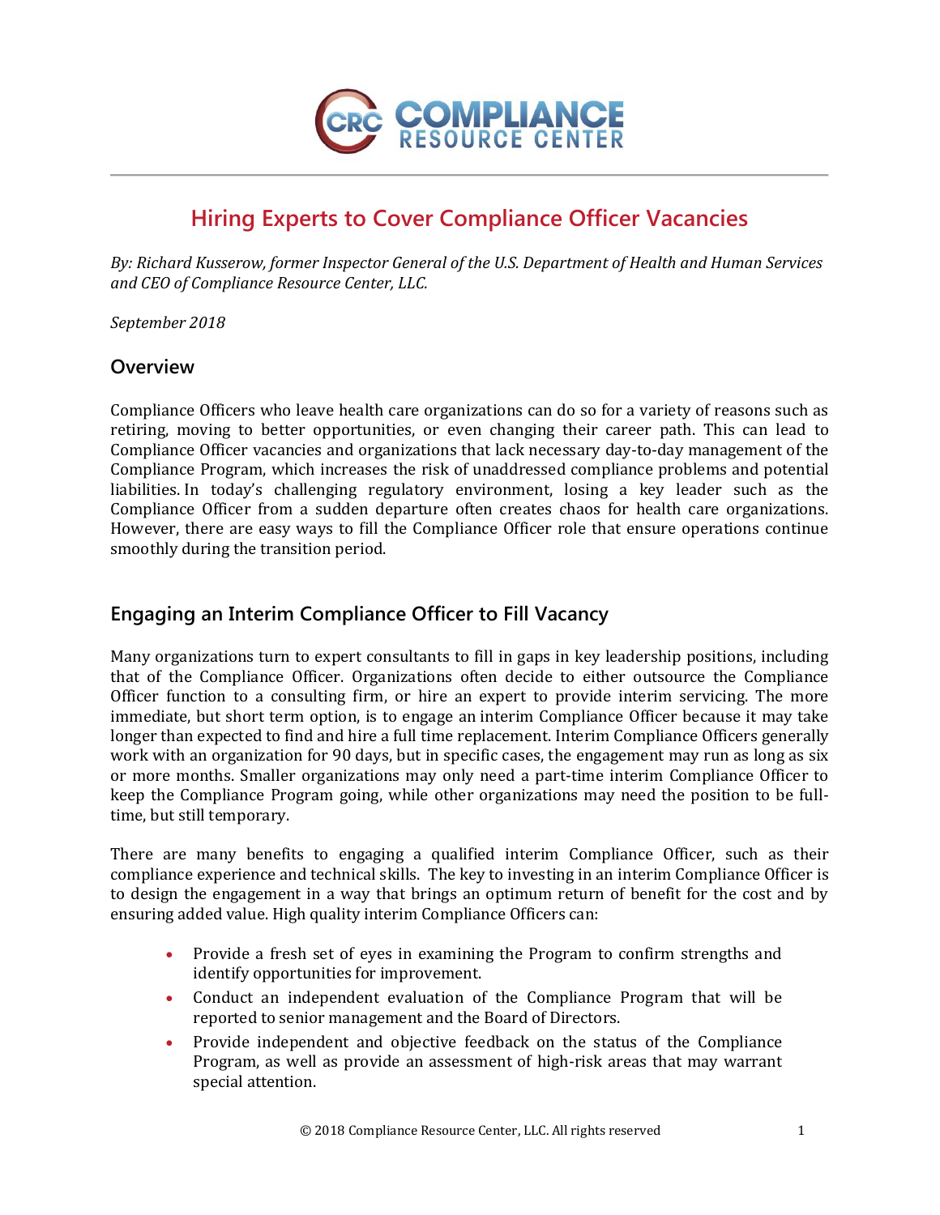# Hiring Experts to Cover Compliance Officer Vacancies

*By: Richard Kusserow, former Inspector General of the U.S. Department of Health and Human Services and CEO of Compliance Resource Center, LLC.*

*September 2018*

## Overview

Compliance Officers who leave health care organizations can do so for a variety of reasons such as retiring, moving to better opportunities, or even changing their career path. This can lead to Compliance Officer vacancies and organizations that lack necessary day-to-day management of the Compliance Program, which increases the risk of unaddressed compliance problems and potential liabilities. In today's challenging regulatory environment, losing a key leader such as the Compliance Officer from a sudden departure often creates chaos for health care organizations. However, there are easy ways to fill the Compliance Officer role that ensure operations continue smoothly during the transition period.

## Engaging an Interim Compliance Officer to Fill Vacancy

Many organizations turn to expert consultants to fill in gaps in key leadership positions, including that of the Compliance Officer. Organizations often decide to either outsource the Compliance Officer function to a consulting firm, or hire an expert to provide interim servicing. The more immediate, but short term option, is to engage an interim Compliance Officer because it may take longer than expected to find and hire a full time replacement. Interim Compliance Officers generally work with an organization for 90 days, but in specific cases, the engagement may run as long as six or more months. Smaller organizations may only need a part-time interim Compliance Officer to keep the Compliance Program going, while other organizations may need the position to be full-time, but still temporary.

There are many benefits to engaging a qualified interim Compliance Officer, such as their compliance experience and technical skills. The key to investing in an interim Compliance Officer is to design the engagement in a way that brings an optimum return of benefit for the cost and by ensuring added value. High quality interim Compliance Officers can:

- Provide a fresh set of eyes in examining the Program to confirm strengths and identify opportunities for improvement.
- Conduct an independent evaluation of the Compliance Program that will be reported to senior management and the Board of Directors.
- Provide independent and objective feedback on the status of the Compliance Program, as well as provide an assessment of high-risk areas that may warrant special attention.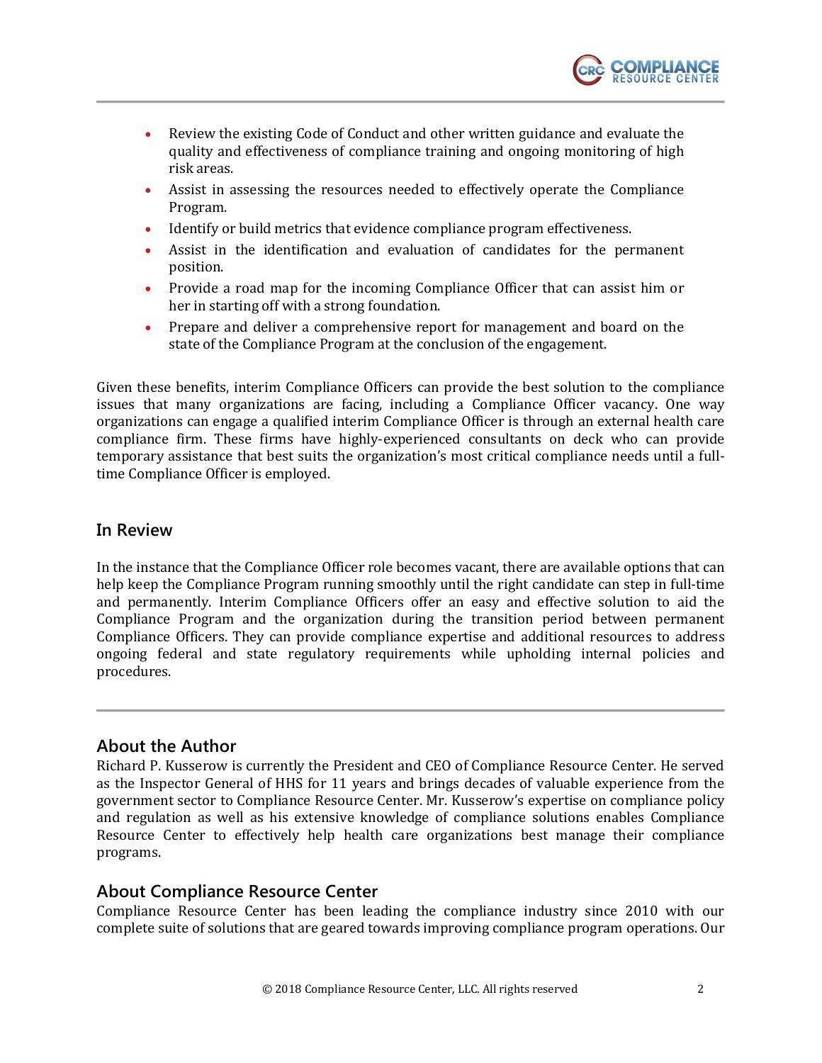- Review the existing Code of Conduct and other written guidance and evaluate the quality and effectiveness of compliance training and ongoing monitoring of high risk areas.
- Assist in assessing the resources needed to effectively operate the Compliance Program.
- Identify or build metrics that evidence compliance program effectiveness.
- Assist in the identification and evaluation of candidates for the permanent position.
- Provide a road map for the incoming Compliance Officer that can assist him or her in starting off with a strong foundation.
- Prepare and deliver a comprehensive report for management and board on the state of the Compliance Program at the conclusion of the engagement.

Given these benefits, interim Compliance Officers can provide the best solution to the compliance issues that many organizations are facing, including a Compliance Officer vacancy. One way organizations can engage a qualified interim Compliance Officer is through an external health care compliance firm. These firms have highly-experienced consultants on deck who can provide temporary assistance that best suits the organization's most critical compliance needs until a full-time Compliance Officer is employed.

## In Review

In the instance that the Compliance Officer role becomes vacant, there are available options that can help keep the Compliance Program running smoothly until the right candidate can step in full-time and permanently. Interim Compliance Officers offer an easy and effective solution to aid the Compliance Program and the organization during the transition period between permanent Compliance Officers. They can provide compliance expertise and additional resources to address ongoing federal and state regulatory requirements while upholding internal policies and procedures.

---

## About the Author

Richard P. Kusserow is currently the President and CEO of Compliance Resource Center. He served as the Inspector General of HHS for 11 years and brings decades of valuable experience from the government sector to Compliance Resource Center. Mr. Kusserow's expertise on compliance policy and regulation as well as his extensive knowledge of compliance solutions enables Compliance Resource Center to effectively help health care organizations best manage their compliance programs.

## About Compliance Resource Center

Compliance Resource Center has been leading the compliance industry since 2010 with our complete suite of solutions that are geared towards improving compliance program operations. Our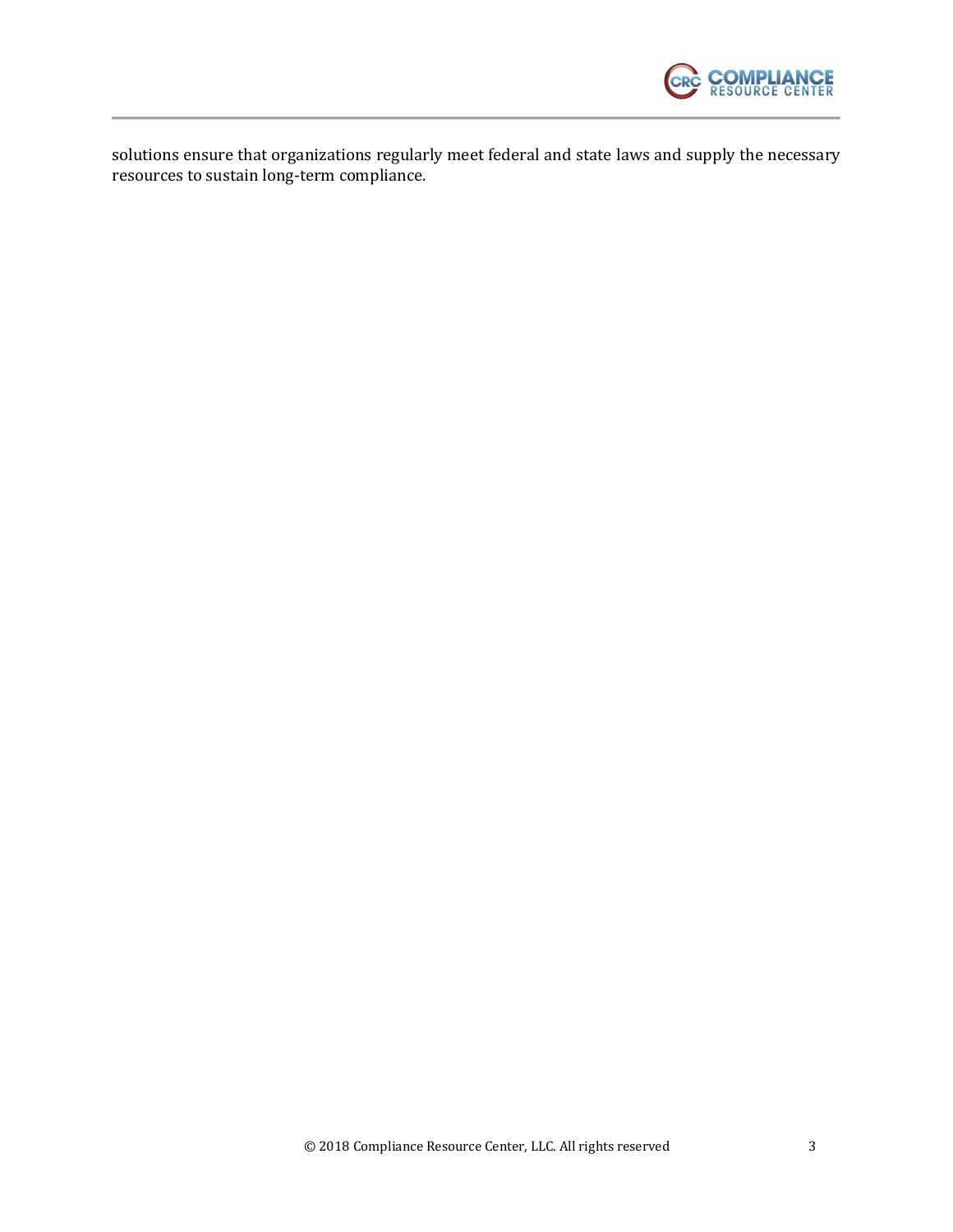solutions ensure that organizations regularly meet federal and state laws and supply the necessary resources to sustain long-term compliance.